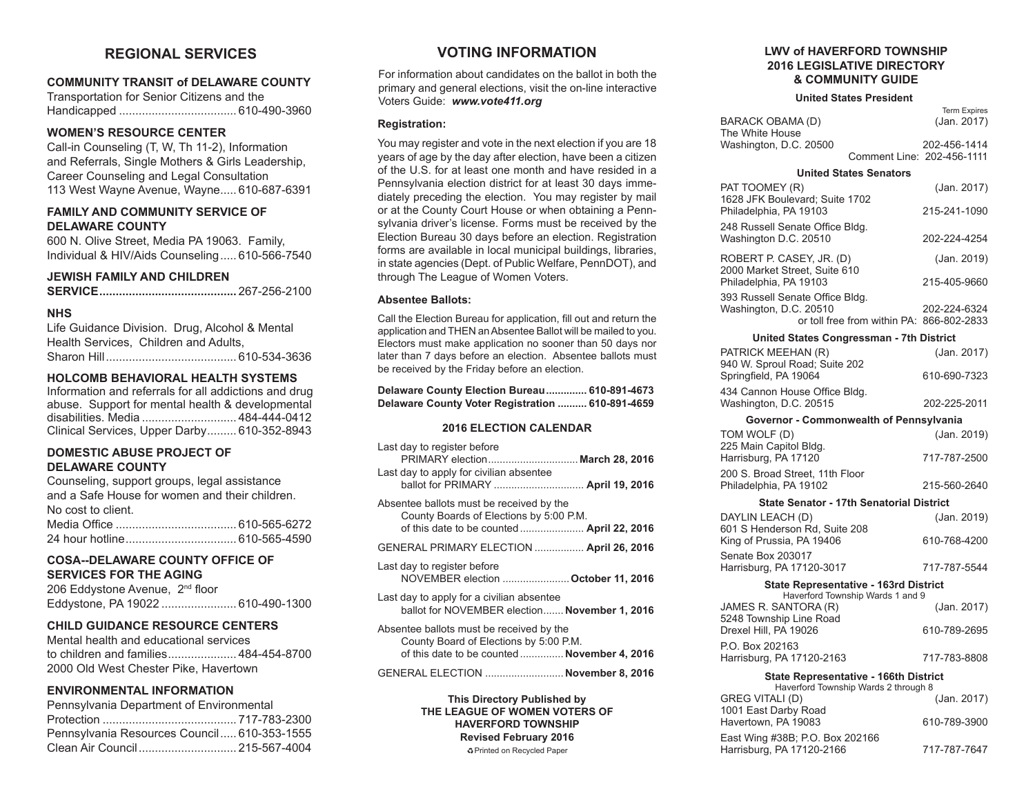## REGIONAL SERVICES

**COMMUNITY TRANSIT of DELAWARE COUNTY**
Transportation for Senior Citizens and the Handicapped .................................... 610-490-3960

**WOMEN'S RESOURCE CENTER**
Call-in Counseling (T, W, Th 11-2), Information and Referrals, Single Mothers & Girls Leadership, Career Counseling and Legal Consultation
113 West Wayne Avenue, Wayne..... 610-687-6391

**FAMILY AND COMMUNITY SERVICE OF DELAWARE COUNTY**
600 N. Olive Street, Media PA 19063. Family, Individual & HIV/Aids Counseling..... 610-566-7540

**JEWISH FAMILY AND CHILDREN SERVICE..........................................** 267-256-2100

**NHS**
Life Guidance Division. Drug, Alcohol & Mental Health Services, Children and Adults,
Sharon Hill........................................ 610-534-3636

**HOLCOMB BEHAVIORAL HEALTH SYSTEMS**
Information and referrals for all addictions and drug abuse. Support for mental health & developmental disabilities. Media ............................. 484-444-0412
Clinical Services, Upper Darby......... 610-352-8943

**DOMESTIC ABUSE PROJECT OF DELAWARE COUNTY**
Counseling, support groups, legal assistance and a Safe House for women and their children. No cost to client.
Media Office ..................................... 610-565-6272
24 hour hotline.................................. 610-565-4590

**COSA--DELAWARE COUNTY OFFICE OF SERVICES FOR THE AGING**
206 Eddystone Avenue, 2nd floor
Eddystone, PA 19022 ....................... 610-490-1300

**CHILD GUIDANCE RESOURCE CENTERS**
Mental health and educational services to children and families..................... 484-454-8700
2000 Old West Chester Pike, Havertown

**ENVIRONMENTAL INFORMATION**
Pennsylvania Department of Environmental Protection ......................................... 717-783-2300
Pennsylvania Resources Council..... 610-353-1555
Clean Air Council.............................. 215-567-4004

## VOTING INFORMATION

For information about candidates on the ballot in both the primary and general elections, visit the on-line interactive Voters Guide: ***www.vote411.org***

**Registration:**

You may register and vote in the next election if you are 18 years of age by the day after election, have been a citizen of the U.S. for at least one month and have resided in a Pennsylvania election district for at least 30 days immediately preceding the election. You may register by mail or at the County Court House or when obtaining a Pennsylvania driver's license. Forms must be received by the Election Bureau 30 days before an election. Registration forms are available in local municipal buildings, libraries, in state agencies (Dept. of Public Welfare, PennDOT), and through The League of Women Voters.

**Absentee Ballots:**

Call the Election Bureau for application, fill out and return the application and THEN an Absentee Ballot will be mailed to you. Electors must make application no sooner than 50 days nor later than 7 days before an election. Absentee ballots must be received by the Friday before an election.

**Delaware County Election Bureau.............. 610-891-4673**
**Delaware County Voter Registration .......... 610-891-4659**

### 2016 ELECTION CALENDAR

Last day to register before PRIMARY election............................... **March 28, 2016**

Last day to apply for civilian absentee ballot for PRIMARY .............................. **April 19, 2016**

Absentee ballots must be received by the County Boards of Elections by 5:00 P.M. of this date to be counted...................... **April 22, 2016**

GENERAL PRIMARY ELECTION ................. **April 26, 2016**

Last day to register before NOVEMBER election ....................... **October 11, 2016**

Last day to apply for a civilian absentee ballot for NOVEMBER election....... **November 1, 2016**

Absentee ballots must be received by the County Board of Elections by 5:00 P.M. of this date to be counted............... **November 4, 2016**

GENERAL ELECTION ........................... **November 8, 2016**

**This Directory Published by THE LEAGUE OF WOMEN VOTERS OF HAVERFORD TOWNSHIP**
**Revised February 2016**
♻Printed on Recycled Paper

## LWV of HAVERFORD TOWNSHIP 2016 LEGISLATIVE DIRECTORY & COMMUNITY GUIDE

### United States President

| | Term Expires |
|---|---|
| BARACK OBAMA (D) | (Jan. 2017) |
| The White House | |
| Washington, D.C. 20500 | 202-456-1414 |
| Comment Line: | 202-456-1111 |

### United States Senators

| | |
|---|---|
| PAT TOOMEY (R) | (Jan. 2017) |
| 1628 JFK Boulevard; Suite 1702 | |
| Philadelphia, PA 19103 | 215-241-1090 |
| 248 Russell Senate Office Bldg. | |
| Washington D.C. 20510 | 202-224-4254 |
| ROBERT P. CASEY, JR. (D) | (Jan. 2019) |
| 2000 Market Street, Suite 610 | |
| Philadelphia, PA 19103 | 215-405-9660 |
| 393 Russell Senate Office Bldg. | |
| Washington, D.C. 20510 | 202-224-6324 |
| or toll free from within PA: | 866-802-2833 |

### United States Congressman - 7th District

| | |
|---|---|
| PATRICK MEEHAN (R) | (Jan. 2017) |
| 940 W. Sproul Road; Suite 202 | |
| Springfield, PA 19064 | 610-690-7323 |
| 434 Cannon House Office Bldg. | |
| Washington, D.C. 20515 | 202-225-2011 |

### Governor - Commonwealth of Pennsylvania

| | |
|---|---|
| TOM WOLF (D) | (Jan. 2019) |
| 225 Main Capitol Bldg. | |
| Harrisburg, PA 17120 | 717-787-2500 |
| 200 S. Broad Street, 11th Floor | |
| Philadelphia, PA 19102 | 215-560-2640 |

### State Senator - 17th Senatorial District

| | |
|---|---|
| DAYLIN LEACH (D) | (Jan. 2019) |
| 601 S Henderson Rd, Suite 208 | |
| King of Prussia, PA 19406 | 610-768-4200 |
| Senate Box 203017 | |
| Harrisburg, PA 17120-3017 | 717-787-5544 |

### State Representative - 163rd District
Haverford Township Wards 1 and 9

| | |
|---|---|
| JAMES R. SANTORA (R) | (Jan. 2017) |
| 5248 Township Line Road | |
| Drexel Hill, PA 19026 | 610-789-2695 |
| P.O. Box 202163 | |
| Harrisburg, PA 17120-2163 | 717-783-8808 |

### State Representative - 166th District
Haverford Township Wards 2 through 8

| | |
|---|---|
| GREG VITALI (D) | (Jan. 2017) |
| 1001 East Darby Road | |
| Havertown, PA 19083 | 610-789-3900 |
| East Wing #38B; P.O. Box 202166 | |
| Harrisburg, PA 17120-2166 | 717-787-7647 |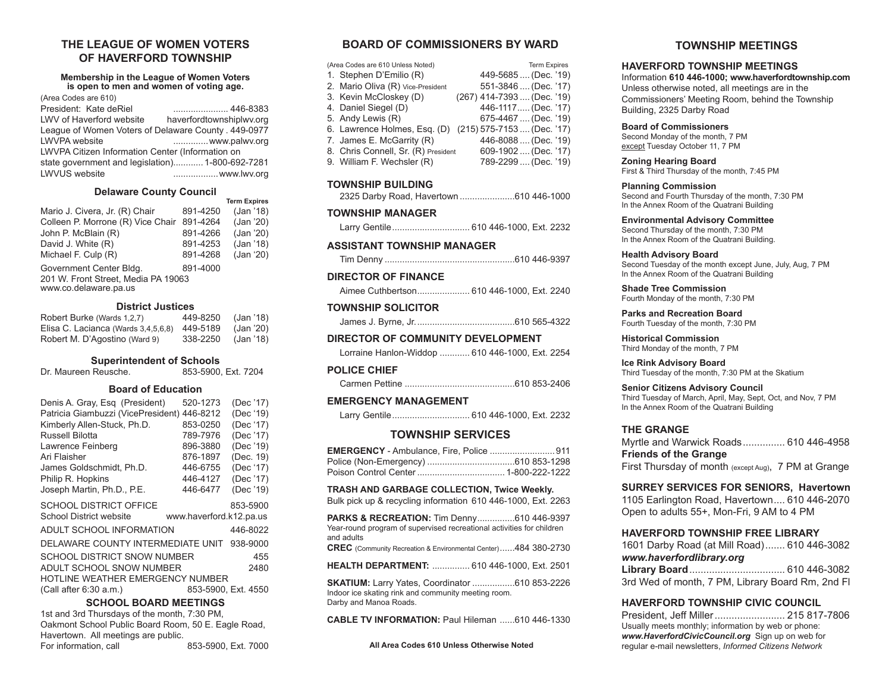## THE LEAGUE OF WOMEN VOTERS OF HAVERFORD TOWNSHIP

**Membership in the League of Women Voters is open to men and women of voting age.**

(Area Codes are 610)

| | |
|---|---|
| President: Kate deRiel | 446-8383 |
| LWV of Haverford website | haverfordtownshiplwv.org |
| League of Women Voters of Delaware County | 449-0977 |
| LWVPA website | www.palwv.org |
| LWVPA Citizen Information Center (Information on state government and legislation) | 1-800-692-7281 |
| LWVUS website | www.lwv.org |

### Delaware County Council

| | | Term Expires |
|---|---|---|
| Mario J. Civera, Jr. (R) Chair | 891-4250 | (Jan '18) |
| Colleen P. Morrone (R) Vice Chair | 891-4264 | (Jan '20) |
| John P. McBlain (R) | 891-4266 | (Jan '20) |
| David J. White (R) | 891-4253 | (Jan '18) |
| Michael F. Culp (R) | 891-4268 | (Jan '20) |
| Government Center Bldg. | 891-4000 | |

201 W. Front Street, Media PA 19063
www.co.delaware.pa.us

### District Justices

| | | |
|---|---|---|
| Robert Burke (Wards 1,2,7) | 449-8250 | (Jan '18) |
| Elisa C. Lacianca (Wards 3,4,5,6,8) | 449-5189 | (Jan '20) |
| Robert M. D'Agostino (Ward 9) | 338-2250 | (Jan '18) |

### Superintendent of Schools

Dr. Maureen Reusche. 853-5900, Ext. 7204

### Board of Education

| | | |
|---|---|---|
| Denis A. Gray, Esq (President) | 520-1273 | (Dec '17) |
| Patricia Giambuzzi (VicePresident) | 446-8212 | (Dec '19) |
| Kimberly Allen-Stuck, Ph.D. | 853-0250 | (Dec '17) |
| Russell Bilotta | 789-7976 | (Dec '17) |
| Lawrence Feinberg | 896-3880 | (Dec '19) |
| Ari Flaisher | 876-1897 | (Dec. 19) |
| James Goldschmidt, Ph.D. | 446-6755 | (Dec '17) |
| Philip R. Hopkins | 446-4127 | (Dec '17) |
| Joseph Martin, Ph.D., P.E. | 446-6477 | (Dec '19) |

| | |
|---|---|
| SCHOOL DISTRICT OFFICE | 853-5900 |
| School District website | www.haverford.k12.pa.us |
| ADULT SCHOOL INFORMATION | 446-8022 |
| DELAWARE COUNTY INTERMEDIATE UNIT | 938-9000 |
| SCHOOL DISTRICT SNOW NUMBER | 455 |
| ADULT SCHOOL SNOW NUMBER | 2480 |
| HOTLINE WEATHER EMERGENCY NUMBER (Call after 6:30 a.m.) | 853-5900, Ext. 4550 |

### SCHOOL BOARD MEETINGS

1st and 3rd Thursdays of the month, 7:30 PM, Oakmont School Public Board Room, 50 E. Eagle Road, Havertown. All meetings are public.
For information, call 853-5900, Ext. 7000

## BOARD OF COMMISSIONERS BY WARD

(Area Codes are 610 Unless Noted)

| | | Term Expires |
|---|---|---|
| 1. Stephen D'Emilio (R) | 449-5685 | (Dec. '19) |
| 2. Mario Oliva (R) Vice-President | 551-3846 | (Dec. '17) |
| 3. Kevin McCloskey (D) | (267) 414-7393 | (Dec. '19) |
| 4. Daniel Siegel (D) | 446-1117 | (Dec. '17) |
| 5. Andy Lewis (R) | 675-4467 | (Dec. '19) |
| 6. Lawrence Holmes, Esq. (D) | (215) 575-7153 | (Dec. '17) |
| 7. James E. McGarrity (R) | 446-8088 | (Dec. '19) |
| 8. Chris Connell, Sr. (R) President | 609-1902 | (Dec. '17) |
| 9. William F. Wechsler (R) | 789-2299 | (Dec. '19) |

### TOWNSHIP BUILDING
2325 Darby Road, Havertown ...... 610 446-1000

### TOWNSHIP MANAGER
Larry Gentile ...... 610 446-1000, Ext. 2232

### ASSISTANT TOWNSHIP MANAGER
Tim Denny ...... 610 446-9397

### DIRECTOR OF FINANCE
Aimee Cuthbertson ...... 610 446-1000, Ext. 2240

### TOWNSHIP SOLICITOR
James J. Byrne, Jr. ...... 610 565-4322

### DIRECTOR OF COMMUNITY DEVELOPMENT
Lorraine Hanlon-Widdop ...... 610 446-1000, Ext. 2254

### POLICE CHIEF
Carmen Pettine ...... 610 853-2406

### EMERGENCY MANAGEMENT
Larry Gentile ...... 610 446-1000, Ext. 2232

## TOWNSHIP SERVICES

**EMERGENCY** - Ambulance, Fire, Police ...... 911
Police (Non-Emergency) ...... 610 853-1298
Poison Control Center ...... 1-800-222-1222

**TRASH AND GARBAGE COLLECTION, Twice Weekly.**
Bulk pick up & recycling information 610 446-1000, Ext. 2263

**PARKS & RECREATION:** Tim Denny ...... 610 446-9397
Year-round program of supervised recreational activities for children and adults
**CREC** (Community Recreation & Environmental Center) ...... 484 380-2730

**HEALTH DEPARTMENT:** ...... 610 446-1000, Ext. 2501

**SKATIUM:** Larry Yates, Coordinator ...... 610 853-2226
Indoor ice skating rink and community meeting room. Darby and Manoa Roads.

**CABLE TV INFORMATION:** Paul Hileman ...... 610 446-1330

**All Area Codes 610 Unless Otherwise Noted**

## TOWNSHIP MEETINGS

### HAVERFORD TOWNSHIP MEETINGS
Information **610 446-1000; www.haverfordtownship.com**
Unless otherwise noted, all meetings are in the Commissioners' Meeting Room, behind the Township Building, 2325 Darby Road

**Board of Commissioners**
Second Monday of the month, 7 PM
except Tuesday October 11, 7 PM

**Zoning Hearing Board**
First & Third Thursday of the month, 7:45 PM

**Planning Commission**
Second and Fourth Thursday of the month, 7:30 PM
In the Annex Room of the Quatrani Building

**Environmental Advisory Committee**
Second Thursday of the month, 7:30 PM
In the Annex Room of the Quatrani Building.

**Health Advisory Board**
Second Tuesday of the month except June, July, Aug, 7 PM
In the Annex Room of the Quatrani Building

**Shade Tree Commission**
Fourth Monday of the month, 7:30 PM

**Parks and Recreation Board**
Fourth Tuesday of the month, 7:30 PM

**Historical Commission**
Third Monday of the month, 7 PM

**Ice Rink Advisory Board**
Third Tuesday of the month, 7:30 PM at the Skatium

**Senior Citizens Advisory Council**
Third Tuesday of March, April, May, Sept, Oct, and Nov, 7 PM
In the Annex Room of the Quatrani Building

### THE GRANGE
Myrtle and Warwick Roads ...... 610 446-4958
**Friends of the Grange**
First Thursday of month (except Aug), 7 PM at Grange

### SURREY SERVICES FOR SENIORS, Havertown
1105 Earlington Road, Havertown .... 610 446-2070
Open to adults 55+, Mon-Fri, 9 AM to 4 PM

### HAVERFORD TOWNSHIP FREE LIBRARY
1601 Darby Road (at Mill Road) ....... 610 446-3082
***www.haverfordlibrary.org***
**Library Board** ...... 610 446-3082
3rd Wed of month, 7 PM, Library Board Rm, 2nd Fl

### HAVERFORD TOWNSHIP CIVIC COUNCIL
President, Jeff Miller ...... 215 817-7806
Usually meets monthly; information by web or phone: ***www.HaverfordCivicCouncil.org*** Sign up on web for regular e-mail newsletters, *Informed Citizens Network*